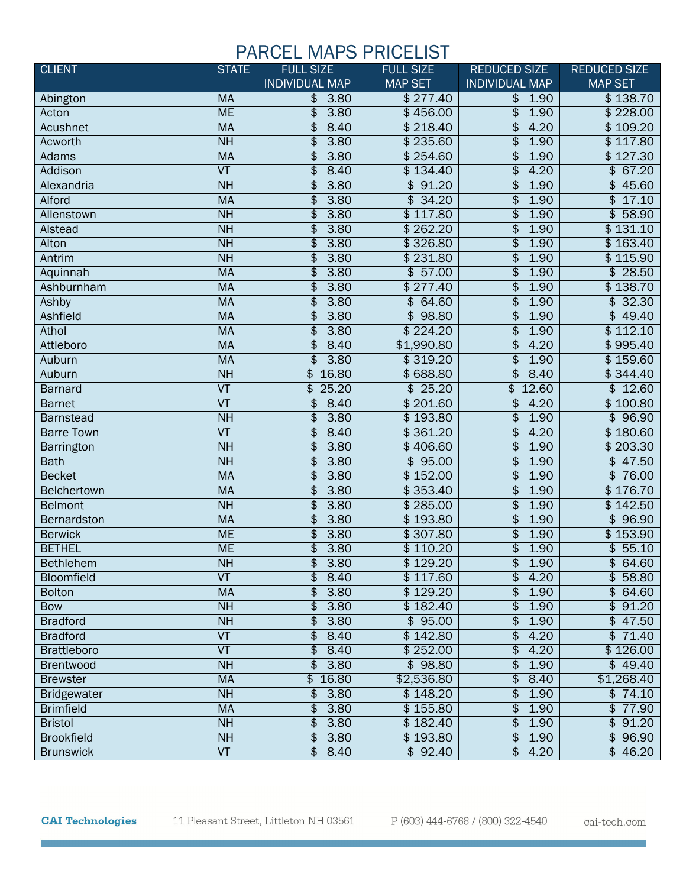# PARCEL MAPS PRICELIST

| CLIENT | STATE | FULL SIZE INDIVIDUAL MAP | FULL SIZE MAP SET | REDUCED SIZE INDIVIDUAL MAP | REDUCED SIZE MAP SET |
|---|---|---|---|---|---|
| Abington | MA | $ 3.80 | $ 277.40 | $ 1.90 | $ 138.70 |
| Acton | ME | $ 3.80 | $ 456.00 | $ 1.90 | $ 228.00 |
| Acushnet | MA | $ 8.40 | $ 218.40 | $ 4.20 | $ 109.20 |
| Acworth | NH | $ 3.80 | $ 235.60 | $ 1.90 | $ 117.80 |
| Adams | MA | $ 3.80 | $ 254.60 | $ 1.90 | $ 127.30 |
| Addison | VT | $ 8.40 | $ 134.40 | $ 4.20 | $ 67.20 |
| Alexandria | NH | $ 3.80 | $ 91.20 | $ 1.90 | $ 45.60 |
| Alford | MA | $ 3.80 | $ 34.20 | $ 1.90 | $ 17.10 |
| Allenstown | NH | $ 3.80 | $ 117.80 | $ 1.90 | $ 58.90 |
| Alstead | NH | $ 3.80 | $ 262.20 | $ 1.90 | $ 131.10 |
| Alton | NH | $ 3.80 | $ 326.80 | $ 1.90 | $ 163.40 |
| Antrim | NH | $ 3.80 | $ 231.80 | $ 1.90 | $ 115.90 |
| Aquinnah | MA | $ 3.80 | $ 57.00 | $ 1.90 | $ 28.50 |
| Ashburnham | MA | $ 3.80 | $ 277.40 | $ 1.90 | $ 138.70 |
| Ashby | MA | $ 3.80 | $ 64.60 | $ 1.90 | $ 32.30 |
| Ashfield | MA | $ 3.80 | $ 98.80 | $ 1.90 | $ 49.40 |
| Athol | MA | $ 3.80 | $ 224.20 | $ 1.90 | $ 112.10 |
| Attleboro | MA | $ 8.40 | $1,990.80 | $ 4.20 | $ 995.40 |
| Auburn | MA | $ 3.80 | $ 319.20 | $ 1.90 | $ 159.60 |
| Auburn | NH | $ 16.80 | $ 688.80 | $ 8.40 | $ 344.40 |
| Barnard | VT | $ 25.20 | $ 25.20 | $ 12.60 | $ 12.60 |
| Barnet | VT | $ 8.40 | $ 201.60 | $ 4.20 | $ 100.80 |
| Barnstead | NH | $ 3.80 | $ 193.80 | $ 1.90 | $ 96.90 |
| Barre Town | VT | $ 8.40 | $ 361.20 | $ 4.20 | $ 180.60 |
| Barrington | NH | $ 3.80 | $ 406.60 | $ 1.90 | $ 203.30 |
| Bath | NH | $ 3.80 | $ 95.00 | $ 1.90 | $ 47.50 |
| Becket | MA | $ 3.80 | $ 152.00 | $ 1.90 | $ 76.00 |
| Belchertown | MA | $ 3.80 | $ 353.40 | $ 1.90 | $ 176.70 |
| Belmont | NH | $ 3.80 | $ 285.00 | $ 1.90 | $ 142.50 |
| Bernardston | MA | $ 3.80 | $ 193.80 | $ 1.90 | $ 96.90 |
| Berwick | ME | $ 3.80 | $ 307.80 | $ 1.90 | $ 153.90 |
| BETHEL | ME | $ 3.80 | $ 110.20 | $ 1.90 | $ 55.10 |
| Bethlehem | NH | $ 3.80 | $ 129.20 | $ 1.90 | $ 64.60 |
| Bloomfield | VT | $ 8.40 | $ 117.60 | $ 4.20 | $ 58.80 |
| Bolton | MA | $ 3.80 | $ 129.20 | $ 1.90 | $ 64.60 |
| Bow | NH | $ 3.80 | $ 182.40 | $ 1.90 | $ 91.20 |
| Bradford | NH | $ 3.80 | $ 95.00 | $ 1.90 | $ 47.50 |
| Bradford | VT | $ 8.40 | $ 142.80 | $ 4.20 | $ 71.40 |
| Brattleboro | VT | $ 8.40 | $ 252.00 | $ 4.20 | $ 126.00 |
| Brentwood | NH | $ 3.80 | $ 98.80 | $ 1.90 | $ 49.40 |
| Brewster | MA | $ 16.80 | $2,536.80 | $ 8.40 | $1,268.40 |
| Bridgewater | NH | $ 3.80 | $ 148.20 | $ 1.90 | $ 74.10 |
| Brimfield | MA | $ 3.80 | $ 155.80 | $ 1.90 | $ 77.90 |
| Bristol | NH | $ 3.80 | $ 182.40 | $ 1.90 | $ 91.20 |
| Brookfield | NH | $ 3.80 | $ 193.80 | $ 1.90 | $ 96.90 |
| Brunswick | VT | $ 8.40 | $ 92.40 | $ 4.20 | $ 46.20 |

**CAI Technologies** 11 Pleasant Street, Littleton NH 03561 P (603) 444-6768 / (800) 322-4540 cai-tech.com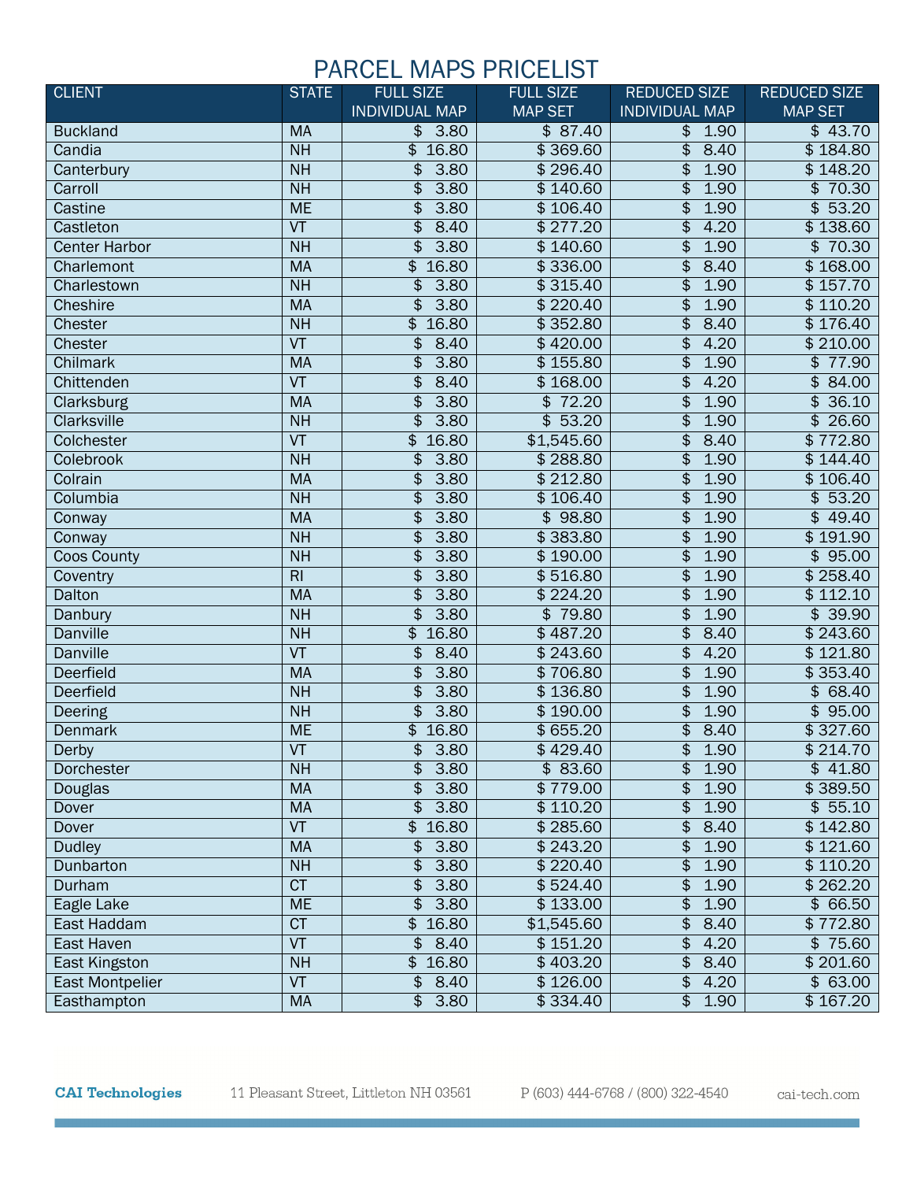# PARCEL MAPS PRICELIST

| CLIENT | STATE | FULL SIZE INDIVIDUAL MAP | FULL SIZE MAP SET | REDUCED SIZE INDIVIDUAL MAP | REDUCED SIZE MAP SET |
|---|---|---|---|---|---|
| Buckland | MA | $ 3.80 | $ 87.40 | $ 1.90 | $ 43.70 |
| Candia | NH | $ 16.80 | $ 369.60 | $ 8.40 | $ 184.80 |
| Canterbury | NH | $ 3.80 | $ 296.40 | $ 1.90 | $ 148.20 |
| Carroll | NH | $ 3.80 | $ 140.60 | $ 1.90 | $ 70.30 |
| Castine | ME | $ 3.80 | $ 106.40 | $ 1.90 | $ 53.20 |
| Castleton | VT | $ 8.40 | $ 277.20 | $ 4.20 | $ 138.60 |
| Center Harbor | NH | $ 3.80 | $ 140.60 | $ 1.90 | $ 70.30 |
| Charlemont | MA | $ 16.80 | $ 336.00 | $ 8.40 | $ 168.00 |
| Charlestown | NH | $ 3.80 | $ 315.40 | $ 1.90 | $ 157.70 |
| Cheshire | MA | $ 3.80 | $ 220.40 | $ 1.90 | $ 110.20 |
| Chester | NH | $ 16.80 | $ 352.80 | $ 8.40 | $ 176.40 |
| Chester | VT | $ 8.40 | $ 420.00 | $ 4.20 | $ 210.00 |
| Chilmark | MA | $ 3.80 | $ 155.80 | $ 1.90 | $ 77.90 |
| Chittenden | VT | $ 8.40 | $ 168.00 | $ 4.20 | $ 84.00 |
| Clarksburg | MA | $ 3.80 | $ 72.20 | $ 1.90 | $ 36.10 |
| Clarksville | NH | $ 3.80 | $ 53.20 | $ 1.90 | $ 26.60 |
| Colchester | VT | $ 16.80 | $1,545.60 | $ 8.40 | $ 772.80 |
| Colebrook | NH | $ 3.80 | $ 288.80 | $ 1.90 | $ 144.40 |
| Colrain | MA | $ 3.80 | $ 212.80 | $ 1.90 | $ 106.40 |
| Columbia | NH | $ 3.80 | $ 106.40 | $ 1.90 | $ 53.20 |
| Conway | MA | $ 3.80 | $ 98.80 | $ 1.90 | $ 49.40 |
| Conway | NH | $ 3.80 | $ 383.80 | $ 1.90 | $ 191.90 |
| Coos County | NH | $ 3.80 | $ 190.00 | $ 1.90 | $ 95.00 |
| Coventry | RI | $ 3.80 | $ 516.80 | $ 1.90 | $ 258.40 |
| Dalton | MA | $ 3.80 | $ 224.20 | $ 1.90 | $ 112.10 |
| Danbury | NH | $ 3.80 | $ 79.80 | $ 1.90 | $ 39.90 |
| Danville | NH | $ 16.80 | $ 487.20 | $ 8.40 | $ 243.60 |
| Danville | VT | $ 8.40 | $ 243.60 | $ 4.20 | $ 121.80 |
| Deerfield | MA | $ 3.80 | $ 706.80 | $ 1.90 | $ 353.40 |
| Deerfield | NH | $ 3.80 | $ 136.80 | $ 1.90 | $ 68.40 |
| Deering | NH | $ 3.80 | $ 190.00 | $ 1.90 | $ 95.00 |
| Denmark | ME | $ 16.80 | $ 655.20 | $ 8.40 | $ 327.60 |
| Derby | VT | $ 3.80 | $ 429.40 | $ 1.90 | $ 214.70 |
| Dorchester | NH | $ 3.80 | $ 83.60 | $ 1.90 | $ 41.80 |
| Douglas | MA | $ 3.80 | $ 779.00 | $ 1.90 | $ 389.50 |
| Dover | MA | $ 3.80 | $ 110.20 | $ 1.90 | $ 55.10 |
| Dover | VT | $ 16.80 | $ 285.60 | $ 8.40 | $ 142.80 |
| Dudley | MA | $ 3.80 | $ 243.20 | $ 1.90 | $ 121.60 |
| Dunbarton | NH | $ 3.80 | $ 220.40 | $ 1.90 | $ 110.20 |
| Durham | CT | $ 3.80 | $ 524.40 | $ 1.90 | $ 262.20 |
| Eagle Lake | ME | $ 3.80 | $ 133.00 | $ 1.90 | $ 66.50 |
| East Haddam | CT | $ 16.80 | $1,545.60 | $ 8.40 | $ 772.80 |
| East Haven | VT | $ 8.40 | $ 151.20 | $ 4.20 | $ 75.60 |
| East Kingston | NH | $ 16.80 | $ 403.20 | $ 8.40 | $ 201.60 |
| East Montpelier | VT | $ 8.40 | $ 126.00 | $ 4.20 | $ 63.00 |
| Easthampton | MA | $ 3.80 | $ 334.40 | $ 1.90 | $ 167.20 |

**CAI Technologies** 11 Pleasant Street, Littleton NH 03561 P (603) 444-6768 / (800) 322-4540 cai-tech.com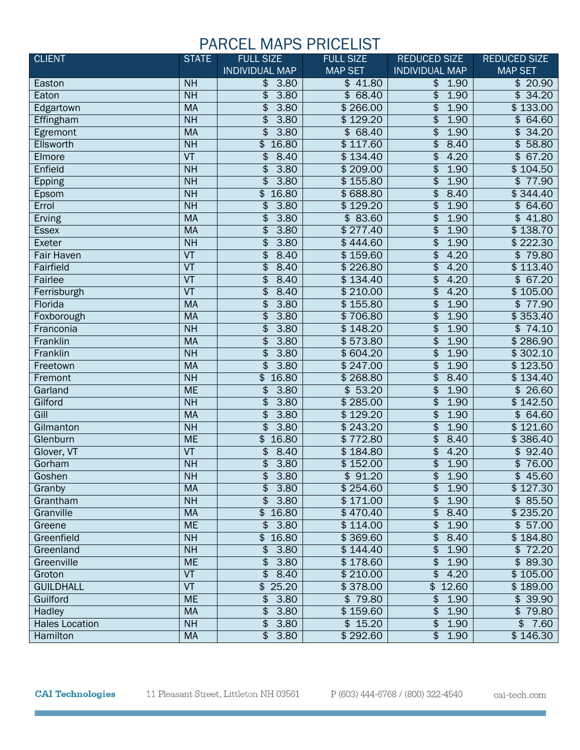# PARCEL MAPS PRICELIST

| CLIENT | STATE | FULL SIZE INDIVIDUAL MAP | FULL SIZE MAP SET | REDUCED SIZE INDIVIDUAL MAP | REDUCED SIZE MAP SET |
|---|---|---|---|---|---|
| Easton | NH | $ 3.80 | $ 41.80 | $ 1.90 | $ 20.90 |
| Eaton | NH | $ 3.80 | $ 68.40 | $ 1.90 | $ 34.20 |
| Edgartown | MA | $ 3.80 | $ 266.00 | $ 1.90 | $ 133.00 |
| Effingham | NH | $ 3.80 | $ 129.20 | $ 1.90 | $ 64.60 |
| Egremont | MA | $ 3.80 | $ 68.40 | $ 1.90 | $ 34.20 |
| Ellsworth | NH | $ 16.80 | $ 117.60 | $ 8.40 | $ 58.80 |
| Elmore | VT | $ 8.40 | $ 134.40 | $ 4.20 | $ 67.20 |
| Enfield | NH | $ 3.80 | $ 209.00 | $ 1.90 | $ 104.50 |
| Epping | NH | $ 3.80 | $ 155.80 | $ 1.90 | $ 77.90 |
| Epsom | NH | $ 16.80 | $ 688.80 | $ 8.40 | $ 344.40 |
| Errol | NH | $ 3.80 | $ 129.20 | $ 1.90 | $ 64.60 |
| Erving | MA | $ 3.80 | $ 83.60 | $ 1.90 | $ 41.80 |
| Essex | MA | $ 3.80 | $ 277.40 | $ 1.90 | $ 138.70 |
| Exeter | NH | $ 3.80 | $ 444.60 | $ 1.90 | $ 222.30 |
| Fair Haven | VT | $ 8.40 | $ 159.60 | $ 4.20 | $ 79.80 |
| Fairfield | VT | $ 8.40 | $ 226.80 | $ 4.20 | $ 113.40 |
| Fairlee | VT | $ 8.40 | $ 134.40 | $ 4.20 | $ 67.20 |
| Ferrisburgh | VT | $ 8.40 | $ 210.00 | $ 4.20 | $ 105.00 |
| Florida | MA | $ 3.80 | $ 155.80 | $ 1.90 | $ 77.90 |
| Foxborough | MA | $ 3.80 | $ 706.80 | $ 1.90 | $ 353.40 |
| Franconia | NH | $ 3.80 | $ 148.20 | $ 1.90 | $ 74.10 |
| Franklin | MA | $ 3.80 | $ 573.80 | $ 1.90 | $ 286.90 |
| Franklin | NH | $ 3.80 | $ 604.20 | $ 1.90 | $ 302.10 |
| Freetown | MA | $ 3.80 | $ 247.00 | $ 1.90 | $ 123.50 |
| Fremont | NH | $ 16.80 | $ 268.80 | $ 8.40 | $ 134.40 |
| Garland | ME | $ 3.80 | $ 53.20 | $ 1.90 | $ 26.60 |
| Gilford | NH | $ 3.80 | $ 285.00 | $ 1.90 | $ 142.50 |
| Gill | MA | $ 3.80 | $ 129.20 | $ 1.90 | $ 64.60 |
| Gilmanton | NH | $ 3.80 | $ 243.20 | $ 1.90 | $ 121.60 |
| Glenburn | ME | $ 16.80 | $ 772.80 | $ 8.40 | $ 386.40 |
| Glover, VT | VT | $ 8.40 | $ 184.80 | $ 4.20 | $ 92.40 |
| Gorham | NH | $ 3.80 | $ 152.00 | $ 1.90 | $ 76.00 |
| Goshen | NH | $ 3.80 | $ 91.20 | $ 1.90 | $ 45.60 |
| Granby | MA | $ 3.80 | $ 254.60 | $ 1.90 | $ 127.30 |
| Grantham | NH | $ 3.80 | $ 171.00 | $ 1.90 | $ 85.50 |
| Granville | MA | $ 16.80 | $ 470.40 | $ 8.40 | $ 235.20 |
| Greene | ME | $ 3.80 | $ 114.00 | $ 1.90 | $ 57.00 |
| Greenfield | NH | $ 16.80 | $ 369.60 | $ 8.40 | $ 184.80 |
| Greenland | NH | $ 3.80 | $ 144.40 | $ 1.90 | $ 72.20 |
| Greenville | ME | $ 3.80 | $ 178.60 | $ 1.90 | $ 89.30 |
| Groton | VT | $ 8.40 | $ 210.00 | $ 4.20 | $ 105.00 |
| GUILDHALL | VT | $ 25.20 | $ 378.00 | $ 12.60 | $ 189.00 |
| Guilford | ME | $ 3.80 | $ 79.80 | $ 1.90 | $ 39.90 |
| Hadley | MA | $ 3.80 | $ 159.60 | $ 1.90 | $ 79.80 |
| Hales Location | NH | $ 3.80 | $ 15.20 | $ 1.90 | $ 7.60 |
| Hamilton | MA | $ 3.80 | $ 292.60 | $ 1.90 | $ 146.30 |

**CAI Technologies** 11 Pleasant Street, Littleton NH 03561 P (603) 444-6768 / (800) 322-4540 cai-tech.com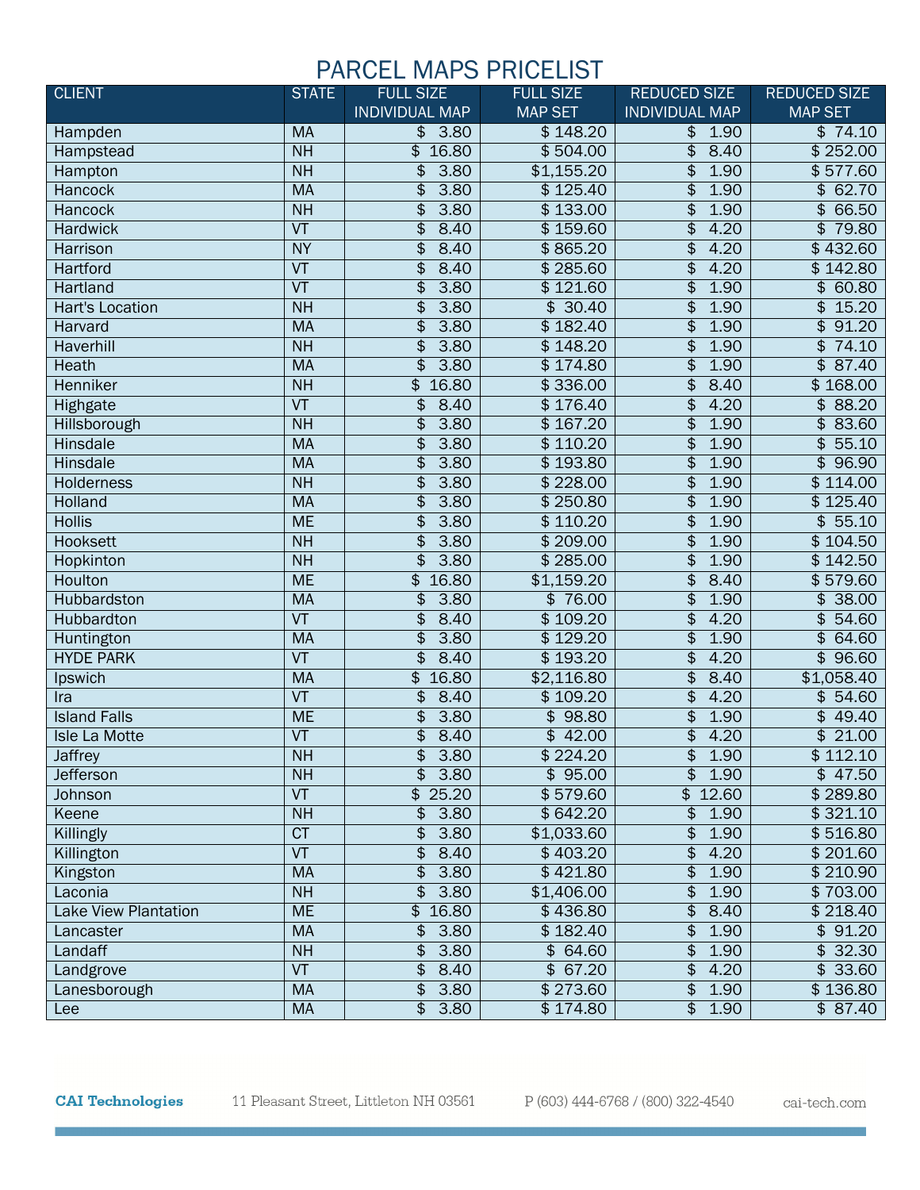# PARCEL MAPS PRICELIST

| CLIENT | STATE | FULL SIZE INDIVIDUAL MAP | FULL SIZE MAP SET | REDUCED SIZE INDIVIDUAL MAP | REDUCED SIZE MAP SET |
|---|---|---|---|---|---|
| Hampden | MA | $ 3.80 | $ 148.20 | $ 1.90 | $ 74.10 |
| Hampstead | NH | $ 16.80 | $ 504.00 | $ 8.40 | $ 252.00 |
| Hampton | NH | $ 3.80 | $1,155.20 | $ 1.90 | $ 577.60 |
| Hancock | MA | $ 3.80 | $ 125.40 | $ 1.90 | $ 62.70 |
| Hancock | NH | $ 3.80 | $ 133.00 | $ 1.90 | $ 66.50 |
| Hardwick | VT | $ 8.40 | $ 159.60 | $ 4.20 | $ 79.80 |
| Harrison | NY | $ 8.40 | $ 865.20 | $ 4.20 | $ 432.60 |
| Hartford | VT | $ 8.40 | $ 285.60 | $ 4.20 | $ 142.80 |
| Hartland | VT | $ 3.80 | $ 121.60 | $ 1.90 | $ 60.80 |
| Hart's Location | NH | $ 3.80 | $ 30.40 | $ 1.90 | $ 15.20 |
| Harvard | MA | $ 3.80 | $ 182.40 | $ 1.90 | $ 91.20 |
| Haverhill | NH | $ 3.80 | $ 148.20 | $ 1.90 | $ 74.10 |
| Heath | MA | $ 3.80 | $ 174.80 | $ 1.90 | $ 87.40 |
| Henniker | NH | $ 16.80 | $ 336.00 | $ 8.40 | $ 168.00 |
| Highgate | VT | $ 8.40 | $ 176.40 | $ 4.20 | $ 88.20 |
| Hillsborough | NH | $ 3.80 | $ 167.20 | $ 1.90 | $ 83.60 |
| Hinsdale | MA | $ 3.80 | $ 110.20 | $ 1.90 | $ 55.10 |
| Hinsdale | MA | $ 3.80 | $ 193.80 | $ 1.90 | $ 96.90 |
| Holderness | NH | $ 3.80 | $ 228.00 | $ 1.90 | $ 114.00 |
| Holland | MA | $ 3.80 | $ 250.80 | $ 1.90 | $ 125.40 |
| Hollis | ME | $ 3.80 | $ 110.20 | $ 1.90 | $ 55.10 |
| Hooksett | NH | $ 3.80 | $ 209.00 | $ 1.90 | $ 104.50 |
| Hopkinton | NH | $ 3.80 | $ 285.00 | $ 1.90 | $ 142.50 |
| Houlton | ME | $ 16.80 | $1,159.20 | $ 8.40 | $ 579.60 |
| Hubbardston | MA | $ 3.80 | $ 76.00 | $ 1.90 | $ 38.00 |
| Hubbardton | VT | $ 8.40 | $ 109.20 | $ 4.20 | $ 54.60 |
| Huntington | MA | $ 3.80 | $ 129.20 | $ 1.90 | $ 64.60 |
| HYDE PARK | VT | $ 8.40 | $ 193.20 | $ 4.20 | $ 96.60 |
| Ipswich | MA | $ 16.80 | $2,116.80 | $ 8.40 | $1,058.40 |
| Ira | VT | $ 8.40 | $ 109.20 | $ 4.20 | $ 54.60 |
| Island Falls | ME | $ 3.80 | $ 98.80 | $ 1.90 | $ 49.40 |
| Isle La Motte | VT | $ 8.40 | $ 42.00 | $ 4.20 | $ 21.00 |
| Jaffrey | NH | $ 3.80 | $ 224.20 | $ 1.90 | $ 112.10 |
| Jefferson | NH | $ 3.80 | $ 95.00 | $ 1.90 | $ 47.50 |
| Johnson | VT | $ 25.20 | $ 579.60 | $ 12.60 | $ 289.80 |
| Keene | NH | $ 3.80 | $ 642.20 | $ 1.90 | $ 321.10 |
| Killingly | CT | $ 3.80 | $1,033.60 | $ 1.90 | $ 516.80 |
| Killington | VT | $ 8.40 | $ 403.20 | $ 4.20 | $ 201.60 |
| Kingston | MA | $ 3.80 | $ 421.80 | $ 1.90 | $ 210.90 |
| Laconia | NH | $ 3.80 | $1,406.00 | $ 1.90 | $ 703.00 |
| Lake View Plantation | ME | $ 16.80 | $ 436.80 | $ 8.40 | $ 218.40 |
| Lancaster | MA | $ 3.80 | $ 182.40 | $ 1.90 | $ 91.20 |
| Landaff | NH | $ 3.80 | $ 64.60 | $ 1.90 | $ 32.30 |
| Landgrove | VT | $ 8.40 | $ 67.20 | $ 4.20 | $ 33.60 |
| Lanesborough | MA | $ 3.80 | $ 273.60 | $ 1.90 | $ 136.80 |
| Lee | MA | $ 3.80 | $ 174.80 | $ 1.90 | $ 87.40 |

**CAI Technologies** 11 Pleasant Street, Littleton NH 03561 P (603) 444-6768 / (800) 322-4540 cai-tech.com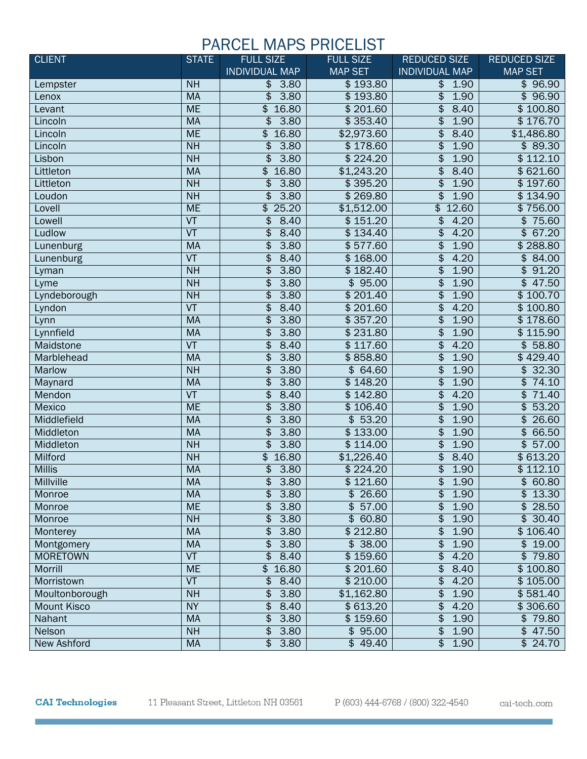# PARCEL MAPS PRICELIST

| CLIENT | STATE | FULL SIZE INDIVIDUAL MAP | FULL SIZE MAP SET | REDUCED SIZE INDIVIDUAL MAP | REDUCED SIZE MAP SET |
|---|---|---|---|---|---|
| Lempster | NH | $ 3.80 | $ 193.80 | $ 1.90 | $ 96.90 |
| Lenox | MA | $ 3.80 | $ 193.80 | $ 1.90 | $ 96.90 |
| Levant | ME | $ 16.80 | $ 201.60 | $ 8.40 | $ 100.80 |
| Lincoln | MA | $ 3.80 | $ 353.40 | $ 1.90 | $ 176.70 |
| Lincoln | ME | $ 16.80 | $2,973.60 | $ 8.40 | $1,486.80 |
| Lincoln | NH | $ 3.80 | $ 178.60 | $ 1.90 | $ 89.30 |
| Lisbon | NH | $ 3.80 | $ 224.20 | $ 1.90 | $ 112.10 |
| Littleton | MA | $ 16.80 | $1,243.20 | $ 8.40 | $ 621.60 |
| Littleton | NH | $ 3.80 | $ 395.20 | $ 1.90 | $ 197.60 |
| Loudon | NH | $ 3.80 | $ 269.80 | $ 1.90 | $ 134.90 |
| Lovell | ME | $ 25.20 | $1,512.00 | $ 12.60 | $ 756.00 |
| Lowell | VT | $ 8.40 | $ 151.20 | $ 4.20 | $ 75.60 |
| Ludlow | VT | $ 8.40 | $ 134.40 | $ 4.20 | $ 67.20 |
| Lunenburg | MA | $ 3.80 | $ 577.60 | $ 1.90 | $ 288.80 |
| Lunenburg | VT | $ 8.40 | $ 168.00 | $ 4.20 | $ 84.00 |
| Lyman | NH | $ 3.80 | $ 182.40 | $ 1.90 | $ 91.20 |
| Lyme | NH | $ 3.80 | $ 95.00 | $ 1.90 | $ 47.50 |
| Lyndeborough | NH | $ 3.80 | $ 201.40 | $ 1.90 | $ 100.70 |
| Lyndon | VT | $ 8.40 | $ 201.60 | $ 4.20 | $ 100.80 |
| Lynn | MA | $ 3.80 | $ 357.20 | $ 1.90 | $ 178.60 |
| Lynnfield | MA | $ 3.80 | $ 231.80 | $ 1.90 | $ 115.90 |
| Maidstone | VT | $ 8.40 | $ 117.60 | $ 4.20 | $ 58.80 |
| Marblehead | MA | $ 3.80 | $ 858.80 | $ 1.90 | $ 429.40 |
| Marlow | NH | $ 3.80 | $ 64.60 | $ 1.90 | $ 32.30 |
| Maynard | MA | $ 3.80 | $ 148.20 | $ 1.90 | $ 74.10 |
| Mendon | VT | $ 8.40 | $ 142.80 | $ 4.20 | $ 71.40 |
| Mexico | ME | $ 3.80 | $ 106.40 | $ 1.90 | $ 53.20 |
| Middlefield | MA | $ 3.80 | $ 53.20 | $ 1.90 | $ 26.60 |
| Middleton | MA | $ 3.80 | $ 133.00 | $ 1.90 | $ 66.50 |
| Middleton | NH | $ 3.80 | $ 114.00 | $ 1.90 | $ 57.00 |
| Milford | NH | $ 16.80 | $1,226.40 | $ 8.40 | $ 613.20 |
| Millis | MA | $ 3.80 | $ 224.20 | $ 1.90 | $ 112.10 |
| Millville | MA | $ 3.80 | $ 121.60 | $ 1.90 | $ 60.80 |
| Monroe | MA | $ 3.80 | $ 26.60 | $ 1.90 | $ 13.30 |
| Monroe | ME | $ 3.80 | $ 57.00 | $ 1.90 | $ 28.50 |
| Monroe | NH | $ 3.80 | $ 60.80 | $ 1.90 | $ 30.40 |
| Monterey | MA | $ 3.80 | $ 212.80 | $ 1.90 | $ 106.40 |
| Montgomery | MA | $ 3.80 | $ 38.00 | $ 1.90 | $ 19.00 |
| MORETOWN | VT | $ 8.40 | $ 159.60 | $ 4.20 | $ 79.80 |
| Morrill | ME | $ 16.80 | $ 201.60 | $ 8.40 | $ 100.80 |
| Morristown | VT | $ 8.40 | $ 210.00 | $ 4.20 | $ 105.00 |
| Moultonborough | NH | $ 3.80 | $1,162.80 | $ 1.90 | $ 581.40 |
| Mount Kisco | NY | $ 8.40 | $ 613.20 | $ 4.20 | $ 306.60 |
| Nahant | MA | $ 3.80 | $ 159.60 | $ 1.90 | $ 79.80 |
| Nelson | NH | $ 3.80 | $ 95.00 | $ 1.90 | $ 47.50 |
| New Ashford | MA | $ 3.80 | $ 49.40 | $ 1.90 | $ 24.70 |

**CAI Technologies** 11 Pleasant Street, Littleton NH 03561 P (603) 444-6768 / (800) 322-4540 cai-tech.com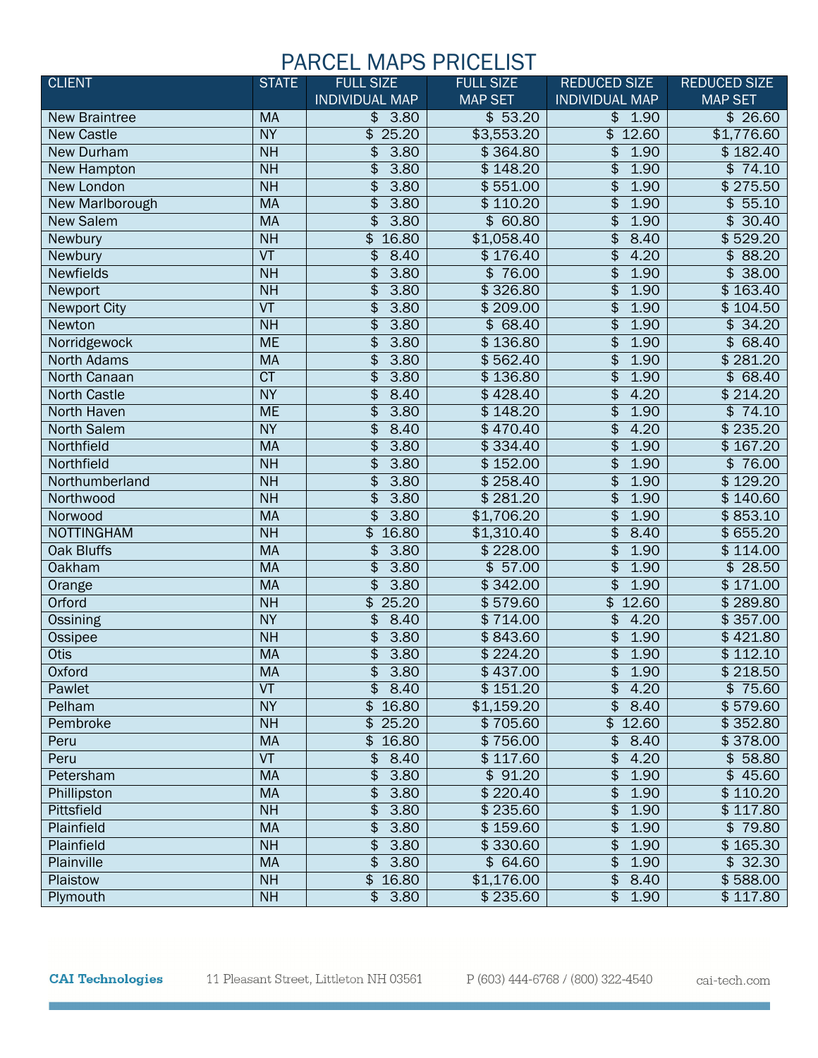# PARCEL MAPS PRICELIST

| CLIENT | STATE | FULL SIZE INDIVIDUAL MAP | FULL SIZE MAP SET | REDUCED SIZE INDIVIDUAL MAP | REDUCED SIZE MAP SET |
|---|---|---|---|---|---|
| New Braintree | MA | $ 3.80 | $ 53.20 | $ 1.90 | $ 26.60 |
| New Castle | NY | $ 25.20 | $3,553.20 | $ 12.60 | $1,776.60 |
| New Durham | NH | $ 3.80 | $ 364.80 | $ 1.90 | $ 182.40 |
| New Hampton | NH | $ 3.80 | $ 148.20 | $ 1.90 | $ 74.10 |
| New London | NH | $ 3.80 | $ 551.00 | $ 1.90 | $ 275.50 |
| New Marlborough | MA | $ 3.80 | $ 110.20 | $ 1.90 | $ 55.10 |
| New Salem | MA | $ 3.80 | $ 60.80 | $ 1.90 | $ 30.40 |
| Newbury | NH | $ 16.80 | $1,058.40 | $ 8.40 | $ 529.20 |
| Newbury | VT | $ 8.40 | $ 176.40 | $ 4.20 | $ 88.20 |
| Newfields | NH | $ 3.80 | $ 76.00 | $ 1.90 | $ 38.00 |
| Newport | NH | $ 3.80 | $ 326.80 | $ 1.90 | $ 163.40 |
| Newport City | VT | $ 3.80 | $ 209.00 | $ 1.90 | $ 104.50 |
| Newton | NH | $ 3.80 | $ 68.40 | $ 1.90 | $ 34.20 |
| Norridgewock | ME | $ 3.80 | $ 136.80 | $ 1.90 | $ 68.40 |
| North Adams | MA | $ 3.80 | $ 562.40 | $ 1.90 | $ 281.20 |
| North Canaan | CT | $ 3.80 | $ 136.80 | $ 1.90 | $ 68.40 |
| North Castle | NY | $ 8.40 | $ 428.40 | $ 4.20 | $ 214.20 |
| North Haven | ME | $ 3.80 | $ 148.20 | $ 1.90 | $ 74.10 |
| North Salem | NY | $ 8.40 | $ 470.40 | $ 4.20 | $ 235.20 |
| Northfield | MA | $ 3.80 | $ 334.40 | $ 1.90 | $ 167.20 |
| Northfield | NH | $ 3.80 | $ 152.00 | $ 1.90 | $ 76.00 |
| Northumberland | NH | $ 3.80 | $ 258.40 | $ 1.90 | $ 129.20 |
| Northwood | NH | $ 3.80 | $ 281.20 | $ 1.90 | $ 140.60 |
| Norwood | MA | $ 3.80 | $1,706.20 | $ 1.90 | $ 853.10 |
| NOTTINGHAM | NH | $ 16.80 | $1,310.40 | $ 8.40 | $ 655.20 |
| Oak Bluffs | MA | $ 3.80 | $ 228.00 | $ 1.90 | $ 114.00 |
| Oakham | MA | $ 3.80 | $ 57.00 | $ 1.90 | $ 28.50 |
| Orange | MA | $ 3.80 | $ 342.00 | $ 1.90 | $ 171.00 |
| Orford | NH | $ 25.20 | $ 579.60 | $ 12.60 | $ 289.80 |
| Ossining | NY | $ 8.40 | $ 714.00 | $ 4.20 | $ 357.00 |
| Ossipee | NH | $ 3.80 | $ 843.60 | $ 1.90 | $ 421.80 |
| Otis | MA | $ 3.80 | $ 224.20 | $ 1.90 | $ 112.10 |
| Oxford | MA | $ 3.80 | $ 437.00 | $ 1.90 | $ 218.50 |
| Pawlet | VT | $ 8.40 | $ 151.20 | $ 4.20 | $ 75.60 |
| Pelham | NY | $ 16.80 | $1,159.20 | $ 8.40 | $ 579.60 |
| Pembroke | NH | $ 25.20 | $ 705.60 | $ 12.60 | $ 352.80 |
| Peru | MA | $ 16.80 | $ 756.00 | $ 8.40 | $ 378.00 |
| Peru | VT | $ 8.40 | $ 117.60 | $ 4.20 | $ 58.80 |
| Petersham | MA | $ 3.80 | $ 91.20 | $ 1.90 | $ 45.60 |
| Phillipston | MA | $ 3.80 | $ 220.40 | $ 1.90 | $ 110.20 |
| Pittsfield | NH | $ 3.80 | $ 235.60 | $ 1.90 | $ 117.80 |
| Plainfield | MA | $ 3.80 | $ 159.60 | $ 1.90 | $ 79.80 |
| Plainfield | NH | $ 3.80 | $ 330.60 | $ 1.90 | $ 165.30 |
| Plainville | MA | $ 3.80 | $ 64.60 | $ 1.90 | $ 32.30 |
| Plaistow | NH | $ 16.80 | $1,176.00 | $ 8.40 | $ 588.00 |
| Plymouth | NH | $ 3.80 | $ 235.60 | $ 1.90 | $ 117.80 |

**CAI Technologies** 11 Pleasant Street, Littleton NH 03561 P (603) 444-6768 / (800) 322-4540 cai-tech.com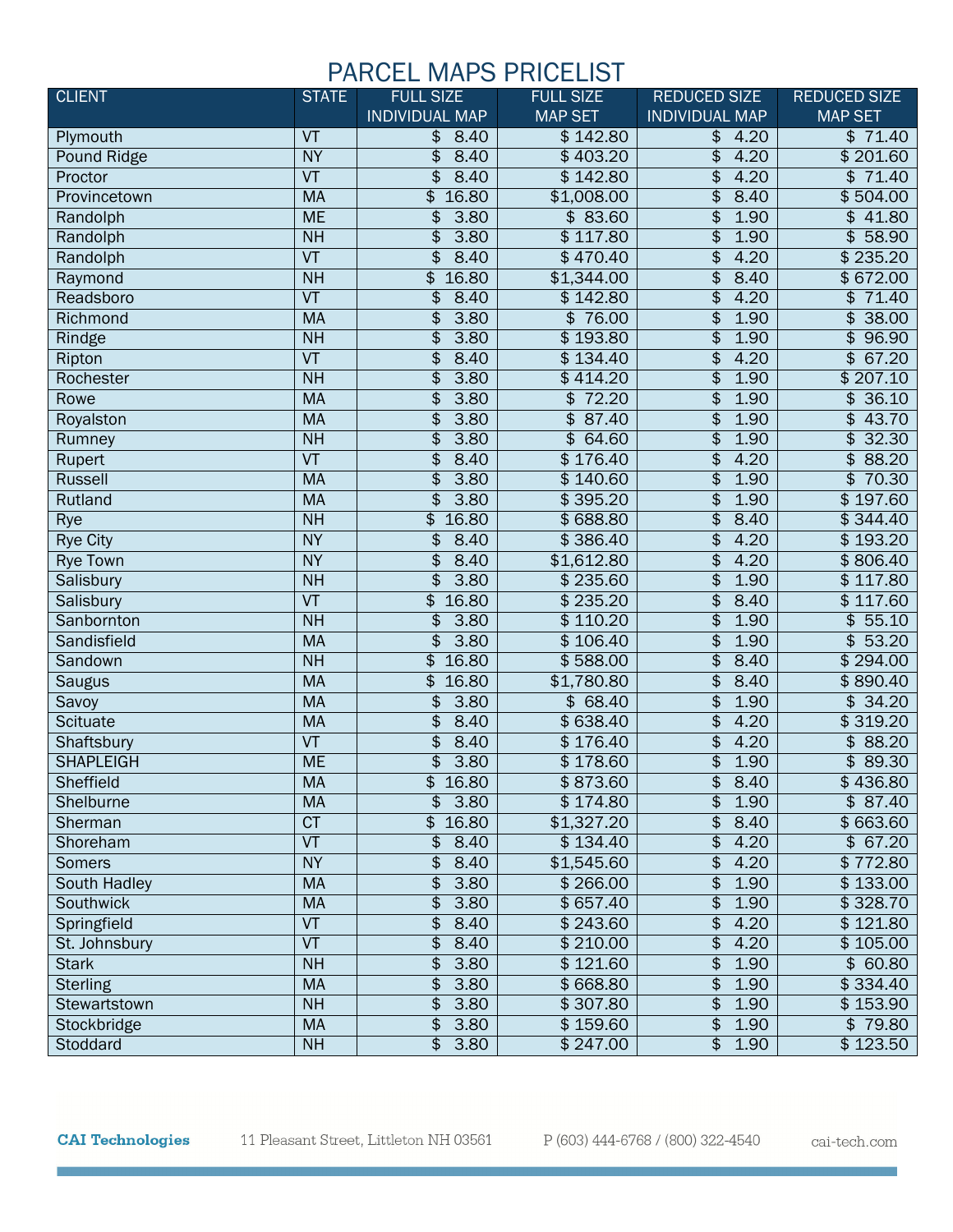# PARCEL MAPS PRICELIST

| CLIENT | STATE | FULL SIZE INDIVIDUAL MAP | FULL SIZE MAP SET | REDUCED SIZE INDIVIDUAL MAP | REDUCED SIZE MAP SET |
|---|---|---|---|---|---|
| Plymouth | VT | $ 8.40 | $ 142.80 | $ 4.20 | $ 71.40 |
| Pound Ridge | NY | $ 8.40 | $ 403.20 | $ 4.20 | $ 201.60 |
| Proctor | VT | $ 8.40 | $ 142.80 | $ 4.20 | $ 71.40 |
| Provincetown | MA | $ 16.80 | $1,008.00 | $ 8.40 | $ 504.00 |
| Randolph | ME | $ 3.80 | $ 83.60 | $ 1.90 | $ 41.80 |
| Randolph | NH | $ 3.80 | $ 117.80 | $ 1.90 | $ 58.90 |
| Randolph | VT | $ 8.40 | $ 470.40 | $ 4.20 | $ 235.20 |
| Raymond | NH | $ 16.80 | $1,344.00 | $ 8.40 | $ 672.00 |
| Readsboro | VT | $ 8.40 | $ 142.80 | $ 4.20 | $ 71.40 |
| Richmond | MA | $ 3.80 | $ 76.00 | $ 1.90 | $ 38.00 |
| Rindge | NH | $ 3.80 | $ 193.80 | $ 1.90 | $ 96.90 |
| Ripton | VT | $ 8.40 | $ 134.40 | $ 4.20 | $ 67.20 |
| Rochester | NH | $ 3.80 | $ 414.20 | $ 1.90 | $ 207.10 |
| Rowe | MA | $ 3.80 | $ 72.20 | $ 1.90 | $ 36.10 |
| Royalston | MA | $ 3.80 | $ 87.40 | $ 1.90 | $ 43.70 |
| Rumney | NH | $ 3.80 | $ 64.60 | $ 1.90 | $ 32.30 |
| Rupert | VT | $ 8.40 | $ 176.40 | $ 4.20 | $ 88.20 |
| Russell | MA | $ 3.80 | $ 140.60 | $ 1.90 | $ 70.30 |
| Rutland | MA | $ 3.80 | $ 395.20 | $ 1.90 | $ 197.60 |
| Rye | NH | $ 16.80 | $ 688.80 | $ 8.40 | $ 344.40 |
| Rye City | NY | $ 8.40 | $ 386.40 | $ 4.20 | $ 193.20 |
| Rye Town | NY | $ 8.40 | $1,612.80 | $ 4.20 | $ 806.40 |
| Salisbury | NH | $ 3.80 | $ 235.60 | $ 1.90 | $ 117.80 |
| Salisbury | VT | $ 16.80 | $ 235.20 | $ 8.40 | $ 117.60 |
| Sanbornton | NH | $ 3.80 | $ 110.20 | $ 1.90 | $ 55.10 |
| Sandisfield | MA | $ 3.80 | $ 106.40 | $ 1.90 | $ 53.20 |
| Sandown | NH | $ 16.80 | $ 588.00 | $ 8.40 | $ 294.00 |
| Saugus | MA | $ 16.80 | $1,780.80 | $ 8.40 | $ 890.40 |
| Savoy | MA | $ 3.80 | $ 68.40 | $ 1.90 | $ 34.20 |
| Scituate | MA | $ 8.40 | $ 638.40 | $ 4.20 | $ 319.20 |
| Shaftsbury | VT | $ 8.40 | $ 176.40 | $ 4.20 | $ 88.20 |
| SHAPLEIGH | ME | $ 3.80 | $ 178.60 | $ 1.90 | $ 89.30 |
| Sheffield | MA | $ 16.80 | $ 873.60 | $ 8.40 | $ 436.80 |
| Shelburne | MA | $ 3.80 | $ 174.80 | $ 1.90 | $ 87.40 |
| Sherman | CT | $ 16.80 | $1,327.20 | $ 8.40 | $ 663.60 |
| Shoreham | VT | $ 8.40 | $ 134.40 | $ 4.20 | $ 67.20 |
| Somers | NY | $ 8.40 | $1,545.60 | $ 4.20 | $ 772.80 |
| South Hadley | MA | $ 3.80 | $ 266.00 | $ 1.90 | $ 133.00 |
| Southwick | MA | $ 3.80 | $ 657.40 | $ 1.90 | $ 328.70 |
| Springfield | VT | $ 8.40 | $ 243.60 | $ 4.20 | $ 121.80 |
| St. Johnsbury | VT | $ 8.40 | $ 210.00 | $ 4.20 | $ 105.00 |
| Stark | NH | $ 3.80 | $ 121.60 | $ 1.90 | $ 60.80 |
| Sterling | MA | $ 3.80 | $ 668.80 | $ 1.90 | $ 334.40 |
| Stewartstown | NH | $ 3.80 | $ 307.80 | $ 1.90 | $ 153.90 |
| Stockbridge | MA | $ 3.80 | $ 159.60 | $ 1.90 | $ 79.80 |
| Stoddard | NH | $ 3.80 | $ 247.00 | $ 1.90 | $ 123.50 |

**CAI Technologies** 11 Pleasant Street, Littleton NH 03561 P (603) 444-6768 / (800) 322-4540 cai-tech.com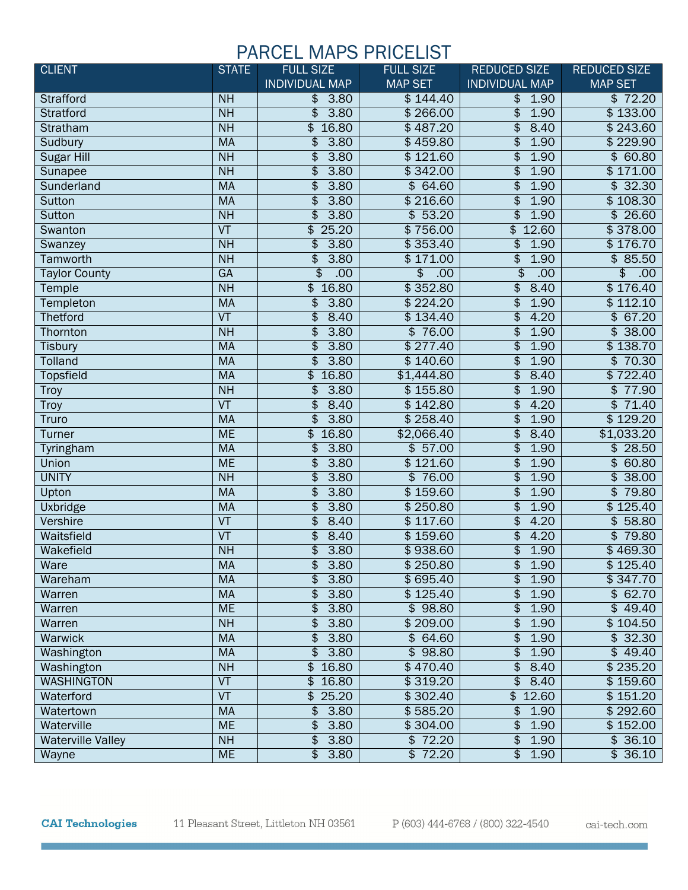# PARCEL MAPS PRICELIST

| CLIENT | STATE | FULL SIZE INDIVIDUAL MAP | FULL SIZE MAP SET | REDUCED SIZE INDIVIDUAL MAP | REDUCED SIZE MAP SET |
|---|---|---|---|---|---|
| Strafford | NH | $ 3.80 | $ 144.40 | $ 1.90 | $ 72.20 |
| Stratford | NH | $ 3.80 | $ 266.00 | $ 1.90 | $ 133.00 |
| Stratham | NH | $ 16.80 | $ 487.20 | $ 8.40 | $ 243.60 |
| Sudbury | MA | $ 3.80 | $ 459.80 | $ 1.90 | $ 229.90 |
| Sugar Hill | NH | $ 3.80 | $ 121.60 | $ 1.90 | $ 60.80 |
| Sunapee | NH | $ 3.80 | $ 342.00 | $ 1.90 | $ 171.00 |
| Sunderland | MA | $ 3.80 | $ 64.60 | $ 1.90 | $ 32.30 |
| Sutton | MA | $ 3.80 | $ 216.60 | $ 1.90 | $ 108.30 |
| Sutton | NH | $ 3.80 | $ 53.20 | $ 1.90 | $ 26.60 |
| Swanton | VT | $ 25.20 | $ 756.00 | $ 12.60 | $ 378.00 |
| Swanzey | NH | $ 3.80 | $ 353.40 | $ 1.90 | $ 176.70 |
| Tamworth | NH | $ 3.80 | $ 171.00 | $ 1.90 | $ 85.50 |
| Taylor County | GA | $ .00 | $ .00 | $ .00 | $ .00 |
| Temple | NH | $ 16.80 | $ 352.80 | $ 8.40 | $ 176.40 |
| Templeton | MA | $ 3.80 | $ 224.20 | $ 1.90 | $ 112.10 |
| Thetford | VT | $ 8.40 | $ 134.40 | $ 4.20 | $ 67.20 |
| Thornton | NH | $ 3.80 | $ 76.00 | $ 1.90 | $ 38.00 |
| Tisbury | MA | $ 3.80 | $ 277.40 | $ 1.90 | $ 138.70 |
| Tolland | MA | $ 3.80 | $ 140.60 | $ 1.90 | $ 70.30 |
| Topsfield | MA | $ 16.80 | $1,444.80 | $ 8.40 | $ 722.40 |
| Troy | NH | $ 3.80 | $ 155.80 | $ 1.90 | $ 77.90 |
| Troy | VT | $ 8.40 | $ 142.80 | $ 4.20 | $ 71.40 |
| Truro | MA | $ 3.80 | $ 258.40 | $ 1.90 | $ 129.20 |
| Turner | ME | $ 16.80 | $2,066.40 | $ 8.40 | $1,033.20 |
| Tyringham | MA | $ 3.80 | $ 57.00 | $ 1.90 | $ 28.50 |
| Union | ME | $ 3.80 | $ 121.60 | $ 1.90 | $ 60.80 |
| UNITY | NH | $ 3.80 | $ 76.00 | $ 1.90 | $ 38.00 |
| Upton | MA | $ 3.80 | $ 159.60 | $ 1.90 | $ 79.80 |
| Uxbridge | MA | $ 3.80 | $ 250.80 | $ 1.90 | $ 125.40 |
| Vershire | VT | $ 8.40 | $ 117.60 | $ 4.20 | $ 58.80 |
| Waitsfield | VT | $ 8.40 | $ 159.60 | $ 4.20 | $ 79.80 |
| Wakefield | NH | $ 3.80 | $ 938.60 | $ 1.90 | $ 469.30 |
| Ware | MA | $ 3.80 | $ 250.80 | $ 1.90 | $ 125.40 |
| Wareham | MA | $ 3.80 | $ 695.40 | $ 1.90 | $ 347.70 |
| Warren | MA | $ 3.80 | $ 125.40 | $ 1.90 | $ 62.70 |
| Warren | ME | $ 3.80 | $ 98.80 | $ 1.90 | $ 49.40 |
| Warren | NH | $ 3.80 | $ 209.00 | $ 1.90 | $ 104.50 |
| Warwick | MA | $ 3.80 | $ 64.60 | $ 1.90 | $ 32.30 |
| Washington | MA | $ 3.80 | $ 98.80 | $ 1.90 | $ 49.40 |
| Washington | NH | $ 16.80 | $ 470.40 | $ 8.40 | $ 235.20 |
| WASHINGTON | VT | $ 16.80 | $ 319.20 | $ 8.40 | $ 159.60 |
| Waterford | VT | $ 25.20 | $ 302.40 | $ 12.60 | $ 151.20 |
| Watertown | MA | $ 3.80 | $ 585.20 | $ 1.90 | $ 292.60 |
| Waterville | ME | $ 3.80 | $ 304.00 | $ 1.90 | $ 152.00 |
| Waterville Valley | NH | $ 3.80 | $ 72.20 | $ 1.90 | $ 36.10 |
| Wayne | ME | $ 3.80 | $ 72.20 | $ 1.90 | $ 36.10 |

**CAI Technologies** 11 Pleasant Street, Littleton NH 03561 P (603) 444-6768 / (800) 322-4540 cai-tech.com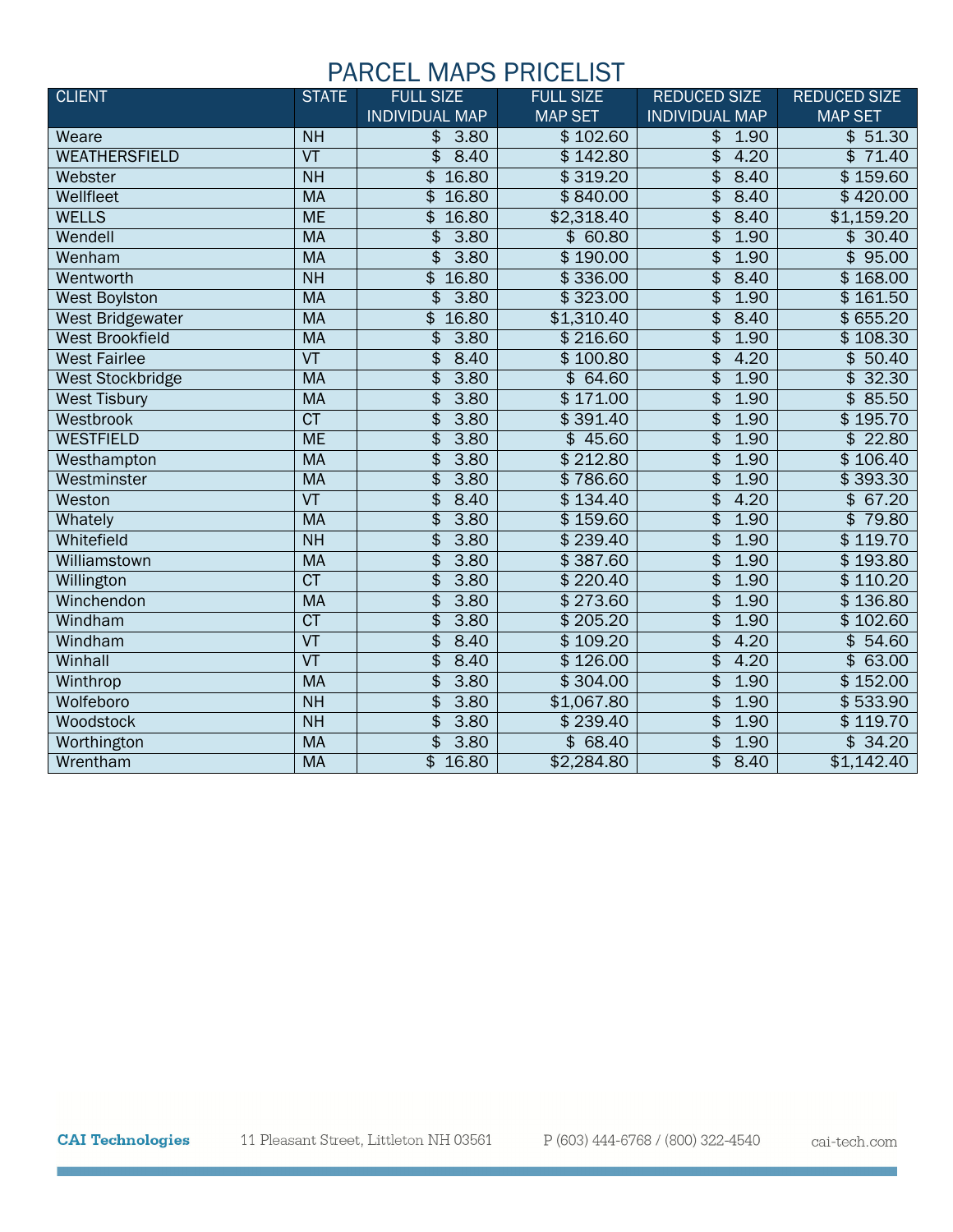# PARCEL MAPS PRICELIST

| CLIENT | STATE | FULL SIZE INDIVIDUAL MAP | FULL SIZE MAP SET | REDUCED SIZE INDIVIDUAL MAP | REDUCED SIZE MAP SET |
|---|---|---|---|---|---|
| Weare | NH | $ 3.80 | $ 102.60 | $ 1.90 | $ 51.30 |
| WEATHERSFIELD | VT | $ 8.40 | $ 142.80 | $ 4.20 | $ 71.40 |
| Webster | NH | $ 16.80 | $ 319.20 | $ 8.40 | $ 159.60 |
| Wellfleet | MA | $ 16.80 | $ 840.00 | $ 8.40 | $ 420.00 |
| WELLS | ME | $ 16.80 | $2,318.40 | $ 8.40 | $1,159.20 |
| Wendell | MA | $ 3.80 | $ 60.80 | $ 1.90 | $ 30.40 |
| Wenham | MA | $ 3.80 | $ 190.00 | $ 1.90 | $ 95.00 |
| Wentworth | NH | $ 16.80 | $ 336.00 | $ 8.40 | $ 168.00 |
| West Boylston | MA | $ 3.80 | $ 323.00 | $ 1.90 | $ 161.50 |
| West Bridgewater | MA | $ 16.80 | $1,310.40 | $ 8.40 | $ 655.20 |
| West Brookfield | MA | $ 3.80 | $ 216.60 | $ 1.90 | $ 108.30 |
| West Fairlee | VT | $ 8.40 | $ 100.80 | $ 4.20 | $ 50.40 |
| West Stockbridge | MA | $ 3.80 | $ 64.60 | $ 1.90 | $ 32.30 |
| West Tisbury | MA | $ 3.80 | $ 171.00 | $ 1.90 | $ 85.50 |
| Westbrook | CT | $ 3.80 | $ 391.40 | $ 1.90 | $ 195.70 |
| WESTFIELD | ME | $ 3.80 | $ 45.60 | $ 1.90 | $ 22.80 |
| Westhampton | MA | $ 3.80 | $ 212.80 | $ 1.90 | $ 106.40 |
| Westminster | MA | $ 3.80 | $ 786.60 | $ 1.90 | $ 393.30 |
| Weston | VT | $ 8.40 | $ 134.40 | $ 4.20 | $ 67.20 |
| Whately | MA | $ 3.80 | $ 159.60 | $ 1.90 | $ 79.80 |
| Whitefield | NH | $ 3.80 | $ 239.40 | $ 1.90 | $ 119.70 |
| Williamstown | MA | $ 3.80 | $ 387.60 | $ 1.90 | $ 193.80 |
| Willington | CT | $ 3.80 | $ 220.40 | $ 1.90 | $ 110.20 |
| Winchendon | MA | $ 3.80 | $ 273.60 | $ 1.90 | $ 136.80 |
| Windham | CT | $ 3.80 | $ 205.20 | $ 1.90 | $ 102.60 |
| Windham | VT | $ 8.40 | $ 109.20 | $ 4.20 | $ 54.60 |
| Winhall | VT | $ 8.40 | $ 126.00 | $ 4.20 | $ 63.00 |
| Winthrop | MA | $ 3.80 | $ 304.00 | $ 1.90 | $ 152.00 |
| Wolfeboro | NH | $ 3.80 | $1,067.80 | $ 1.90 | $ 533.90 |
| Woodstock | NH | $ 3.80 | $ 239.40 | $ 1.90 | $ 119.70 |
| Worthington | MA | $ 3.80 | $ 68.40 | $ 1.90 | $ 34.20 |
| Wrentham | MA | $ 16.80 | $2,284.80 | $ 8.40 | $1,142.40 |

**CAI Technologies** 11 Pleasant Street, Littleton NH 03561 P (603) 444-6768 / (800) 322-4540 cai-tech.com